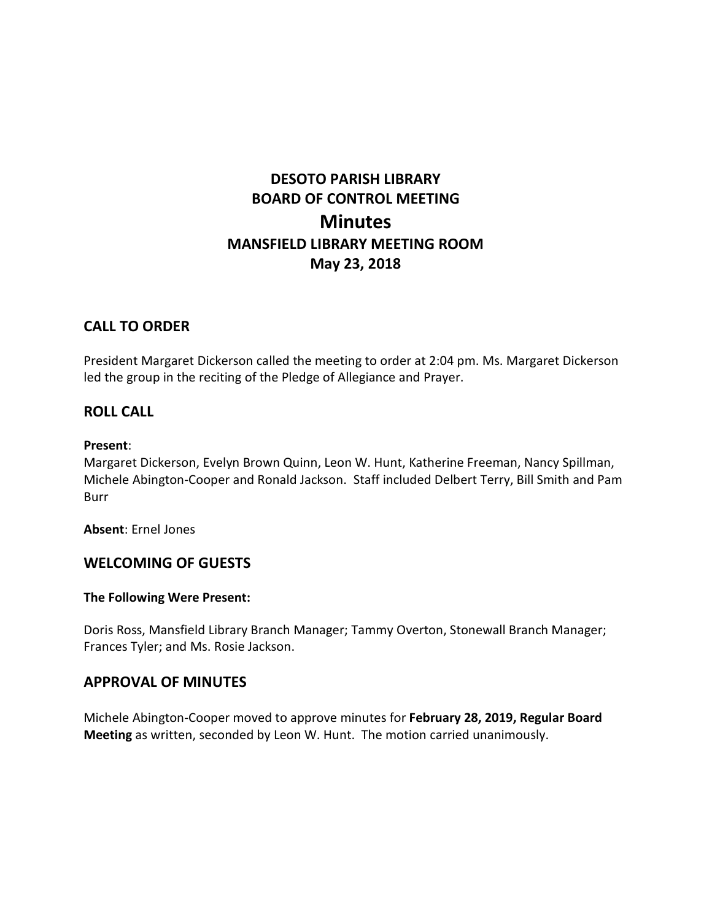# DESOTO PARISH LIBRARY
# BOARD OF CONTROL MEETING
# Minutes
## MANSFIELD LIBRARY MEETING ROOM
## May 23, 2018

## CALL TO ORDER

President Margaret Dickerson called the meeting to order at 2:04 pm. Ms. Margaret Dickerson led the group in the reciting of the Pledge of Allegiance and Prayer.

## ROLL CALL

**Present**:
Margaret Dickerson, Evelyn Brown Quinn, Leon W. Hunt, Katherine Freeman, Nancy Spillman, Michele Abington-Cooper and Ronald Jackson. Staff included Delbert Terry, Bill Smith and Pam Burr

**Absent**: Ernel Jones

## WELCOMING OF GUESTS

**The Following Were Present:**

Doris Ross, Mansfield Library Branch Manager; Tammy Overton, Stonewall Branch Manager; Frances Tyler; and Ms. Rosie Jackson.

## APPROVAL OF MINUTES

Michele Abington-Cooper moved to approve minutes for **February 28, 2019, Regular Board Meeting** as written, seconded by Leon W. Hunt. The motion carried unanimously.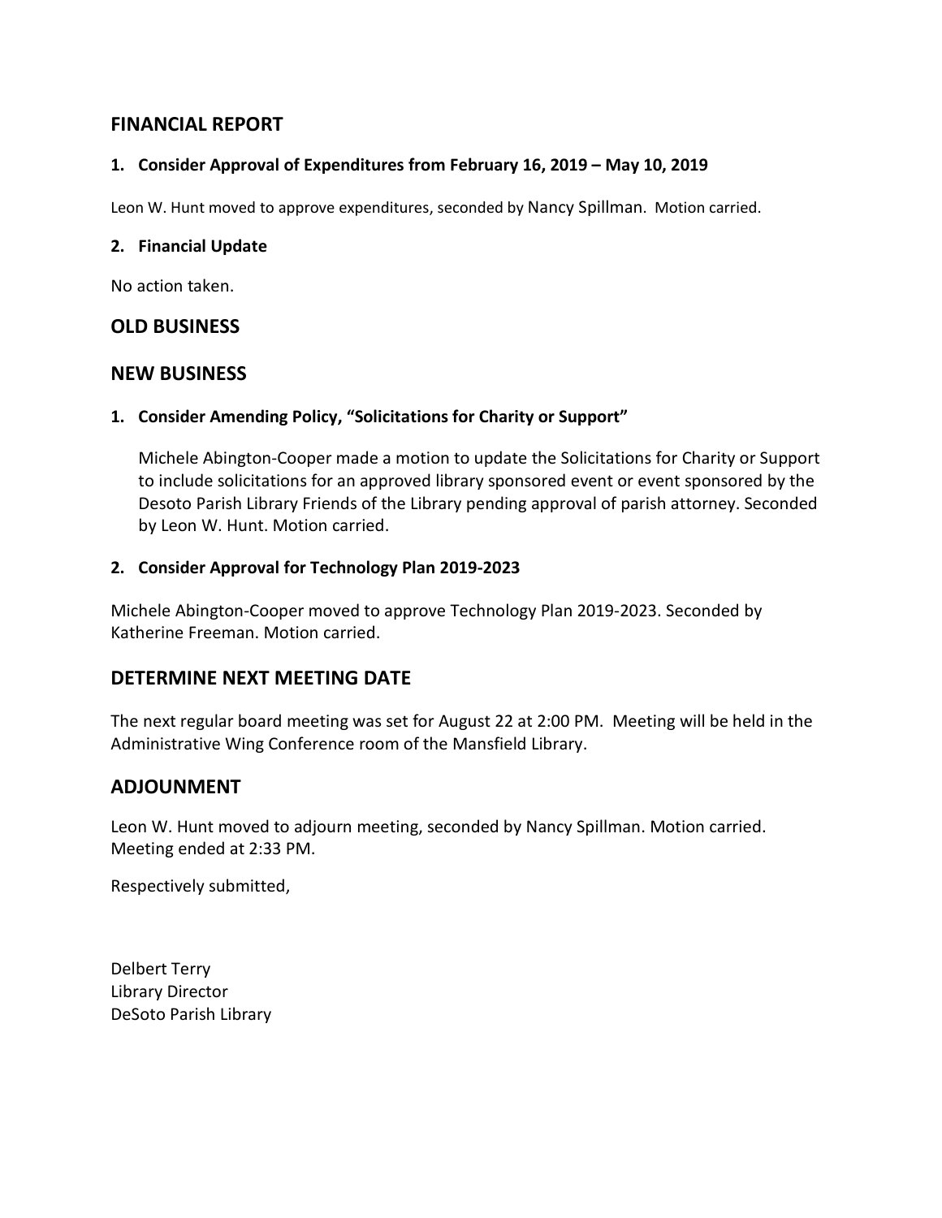## FINANCIAL REPORT

**1. Consider Approval of Expenditures from February 16, 2019 – May 10, 2019**

Leon W. Hunt moved to approve expenditures, seconded by Nancy Spillman. Motion carried.

**2. Financial Update**

No action taken.

## OLD BUSINESS

## NEW BUSINESS

**1. Consider Amending Policy, "Solicitations for Charity or Support"**

Michele Abington-Cooper made a motion to update the Solicitations for Charity or Support to include solicitations for an approved library sponsored event or event sponsored by the Desoto Parish Library Friends of the Library pending approval of parish attorney. Seconded by Leon W. Hunt. Motion carried.

**2. Consider Approval for Technology Plan 2019-2023**

Michele Abington-Cooper moved to approve Technology Plan 2019-2023. Seconded by Katherine Freeman. Motion carried.

## DETERMINE NEXT MEETING DATE

The next regular board meeting was set for August 22 at 2:00 PM. Meeting will be held in the Administrative Wing Conference room of the Mansfield Library.

## ADJOUNMENT

Leon W. Hunt moved to adjourn meeting, seconded by Nancy Spillman. Motion carried. Meeting ended at 2:33 PM.

Respectively submitted,

Delbert Terry
Library Director
DeSoto Parish Library